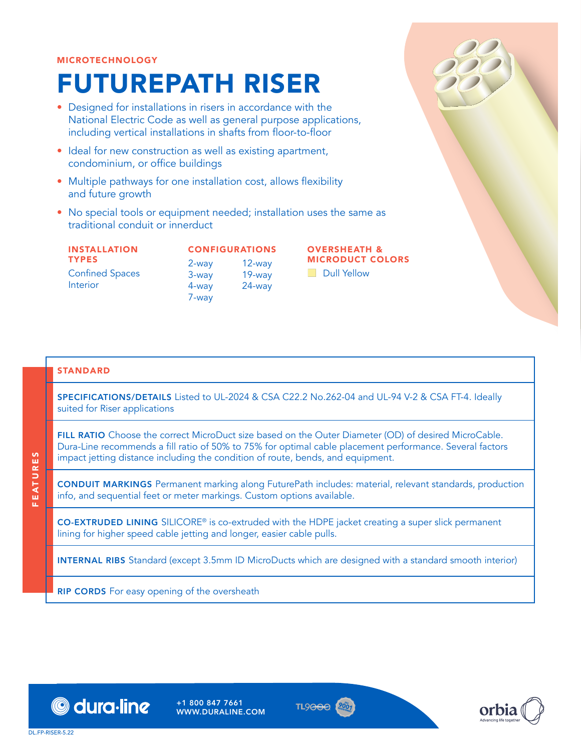MICROTECHNOLOGY

# FUTUREPATH RISER

- Designed for installations in risers in accordance with the National Electric Code as well as general purpose applications, including vertical installations in shafts from floor-to-floor
- Ideal for new construction as well as existing apartment, condominium, or office buildings
- Multiple pathways for one installation cost, allows flexibility and future growth
- No special tools or equipment needed; installation uses the same as traditional conduit or innerduct

### INSTALLATION TYPES

Confined Spaces
Interior

### CONFIGURATIONS

2-way
3-way
4-way
7-way
12-way
19-way
24-way

### OVERSHEATH & MICRODUCT COLORS

Dull Yellow

## FEATURES

### STANDARD

**SPECIFICATIONS/DETAILS** Listed to UL-2024 & CSA C22.2 No.262-04 and UL-94 V-2 & CSA FT-4. Ideally suited for Riser applications

**FILL RATIO** Choose the correct MicroDuct size based on the Outer Diameter (OD) of desired MicroCable. Dura-Line recommends a fill ratio of 50% to 75% for optimal cable placement performance. Several factors impact jetting distance including the condition of route, bends, and equipment.

**CONDUIT MARKINGS** Permanent marking along FuturePath includes: material, relevant standards, production info, and sequential feet or meter markings. Custom options available.

**CO-EXTRUDED LINING** SILICORE® is co-extruded with the HDPE jacket creating a super slick permanent lining for higher speed cable jetting and longer, easier cable pulls.

**INTERNAL RIBS** Standard (except 3.5mm ID MicroDucts which are designed with a standard smooth interior)

**RIP CORDS** For easy opening of the oversheath

dura·line
+1 800 847 7661
WWW.DURALINE.COM

orbia
Advancing life together

DL.FP-RISER-5.22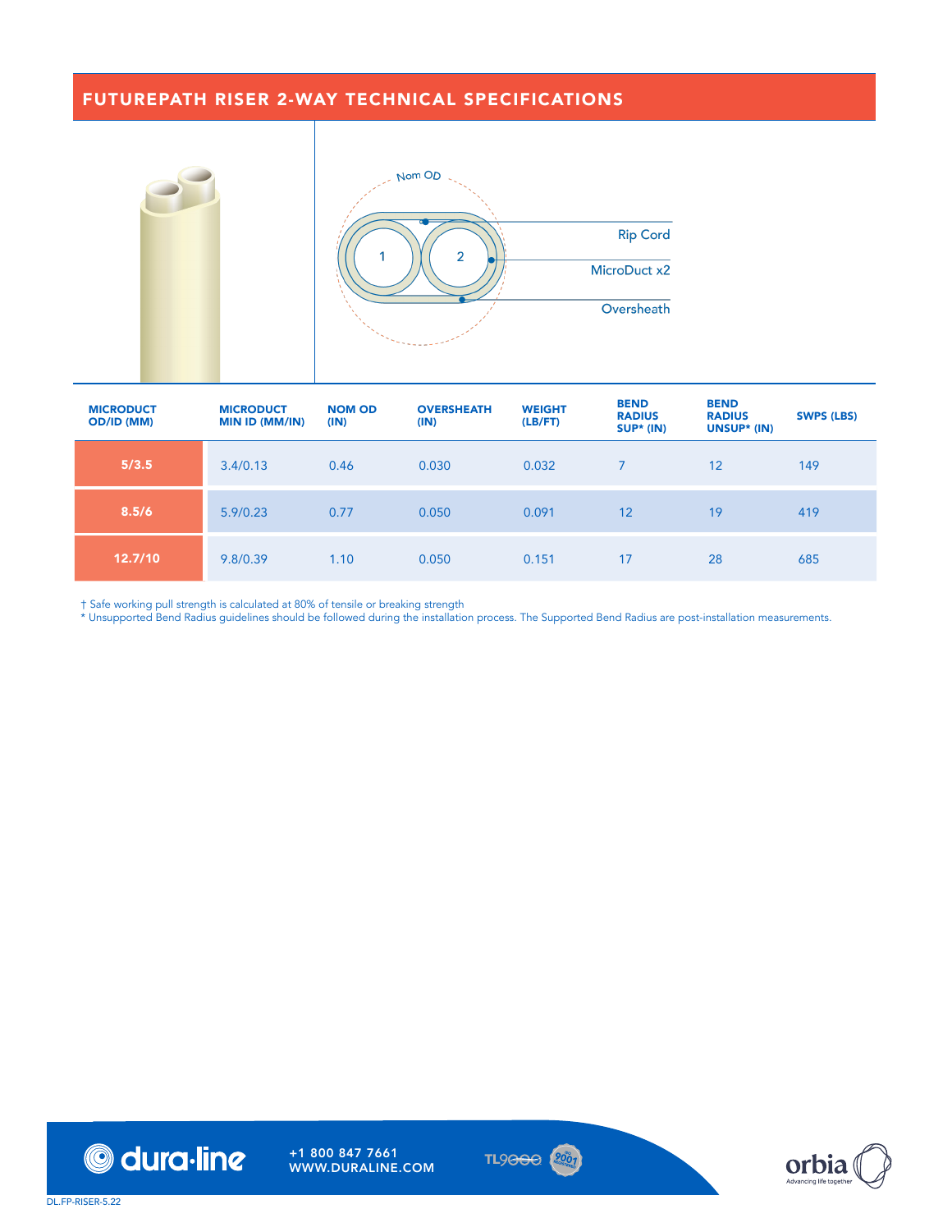## FUTUREPATH RISER 2-WAY TECHNICAL SPECIFICATIONS

Nom OD

1 2

Rip Cord

MicroDuct x2

Oversheath

| MICRODUCT OD/ID (MM) | MICRODUCT MIN ID (MM/IN) | NOM OD (IN) | OVERSHEATH (IN) | WEIGHT (LB/FT) | BEND RADIUS SUP* (IN) | BEND RADIUS UNSUP* (IN) | SWPS (LBS) |
|---|---|---|---|---|---|---|---|
| 5/3.5 | 3.4/0.13 | 0.46 | 0.030 | 0.032 | 7 | 12 | 149 |
| 8.5/6 | 5.9/0.23 | 0.77 | 0.050 | 0.091 | 12 | 19 | 419 |
| 12.7/10 | 9.8/0.39 | 1.10 | 0.050 | 0.151 | 17 | 28 | 685 |

† Safe working pull strength is calculated at 80% of tensile or breaking strength

* Unsupported Bend Radius guidelines should be followed during the installation process. The Supported Bend Radius are post-installation measurements.

dura·line +1 800 847 7661 WWW.DURALINE.COM

TL9000 ISO 9001

orbia Advancing life together

DL.FP-RISER-5.22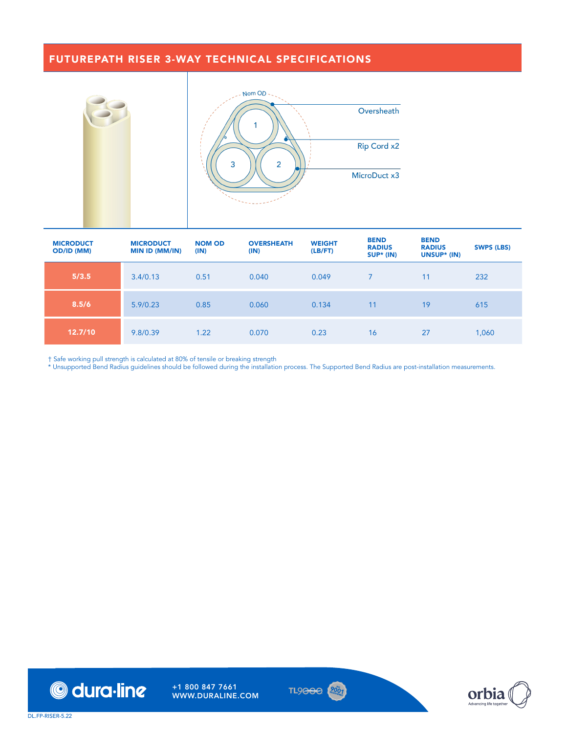## FUTUREPATH RISER 3-WAY TECHNICAL SPECIFICATIONS

Nom OD

Oversheath

Rip Cord x2

MicroDuct x3

| MICRODUCT OD/ID (MM) | MICRODUCT MIN ID (MM/IN) | NOM OD (IN) | OVERSHEATH (IN) | WEIGHT (LB/FT) | BEND RADIUS SUP* (IN) | BEND RADIUS UNSUP* (IN) | SWPS (LBS) |
|---|---|---|---|---|---|---|---|
| 5/3.5 | 3.4/0.13 | 0.51 | 0.040 | 0.049 | 7 | 11 | 232 |
| 8.5/6 | 5.9/0.23 | 0.85 | 0.060 | 0.134 | 11 | 19 | 615 |
| 12.7/10 | 9.8/0.39 | 1.22 | 0.070 | 0.23 | 16 | 27 | 1,060 |

† Safe working pull strength is calculated at 80% of tensile or breaking strength

* Unsupported Bend Radius guidelines should be followed during the installation process. The Supported Bend Radius are post-installation measurements.

dura·line

+1 800 847 7661
WWW.DURALINE.COM

TL9000

orbia
Advancing life together

DL.FP-RISER-5.22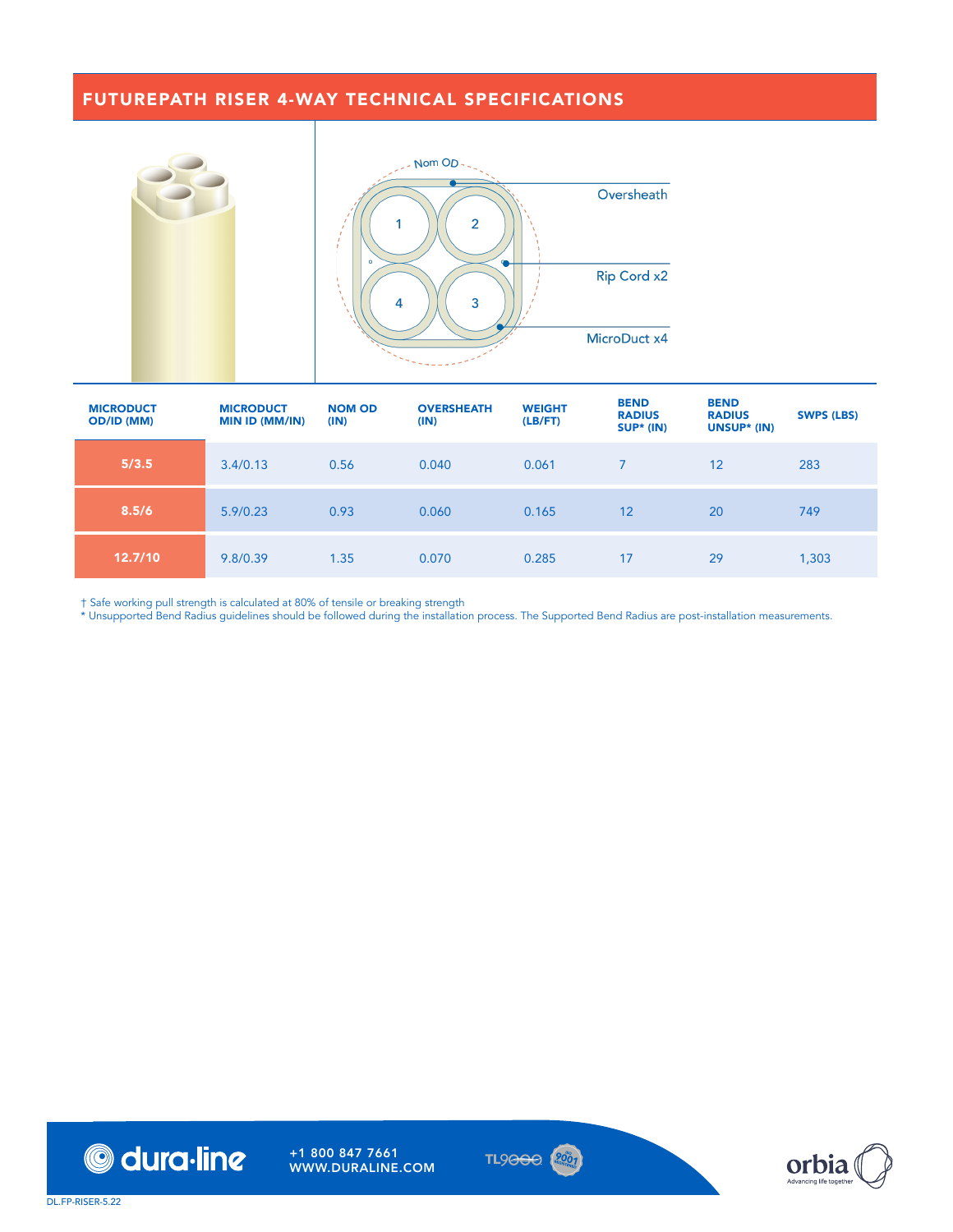## FUTUREPATH RISER 4-WAY TECHNICAL SPECIFICATIONS

Nom OD

Oversheath

Rip Cord x2

MicroDuct x4

| MICRODUCT OD/ID (MM) | MICRODUCT MIN ID (MM/IN) | NOM OD (IN) | OVERSHEATH (IN) | WEIGHT (LB/FT) | BEND RADIUS SUP* (IN) | BEND RADIUS UNSUP* (IN) | SWPS (LBS) |
|---|---|---|---|---|---|---|---|
| 5/3.5 | 3.4/0.13 | 0.56 | 0.040 | 0.061 | 7 | 12 | 283 |
| 8.5/6 | 5.9/0.23 | 0.93 | 0.060 | 0.165 | 12 | 20 | 749 |
| 12.7/10 | 9.8/0.39 | 1.35 | 0.070 | 0.285 | 17 | 29 | 1,303 |

† Safe working pull strength is calculated at 80% of tensile or breaking strength

* Unsupported Bend Radius guidelines should be followed during the installation process. The Supported Bend Radius are post-installation measurements.

+1 800 847 7661
WWW.DURALINE.COM

DL.FP-RISER-5.22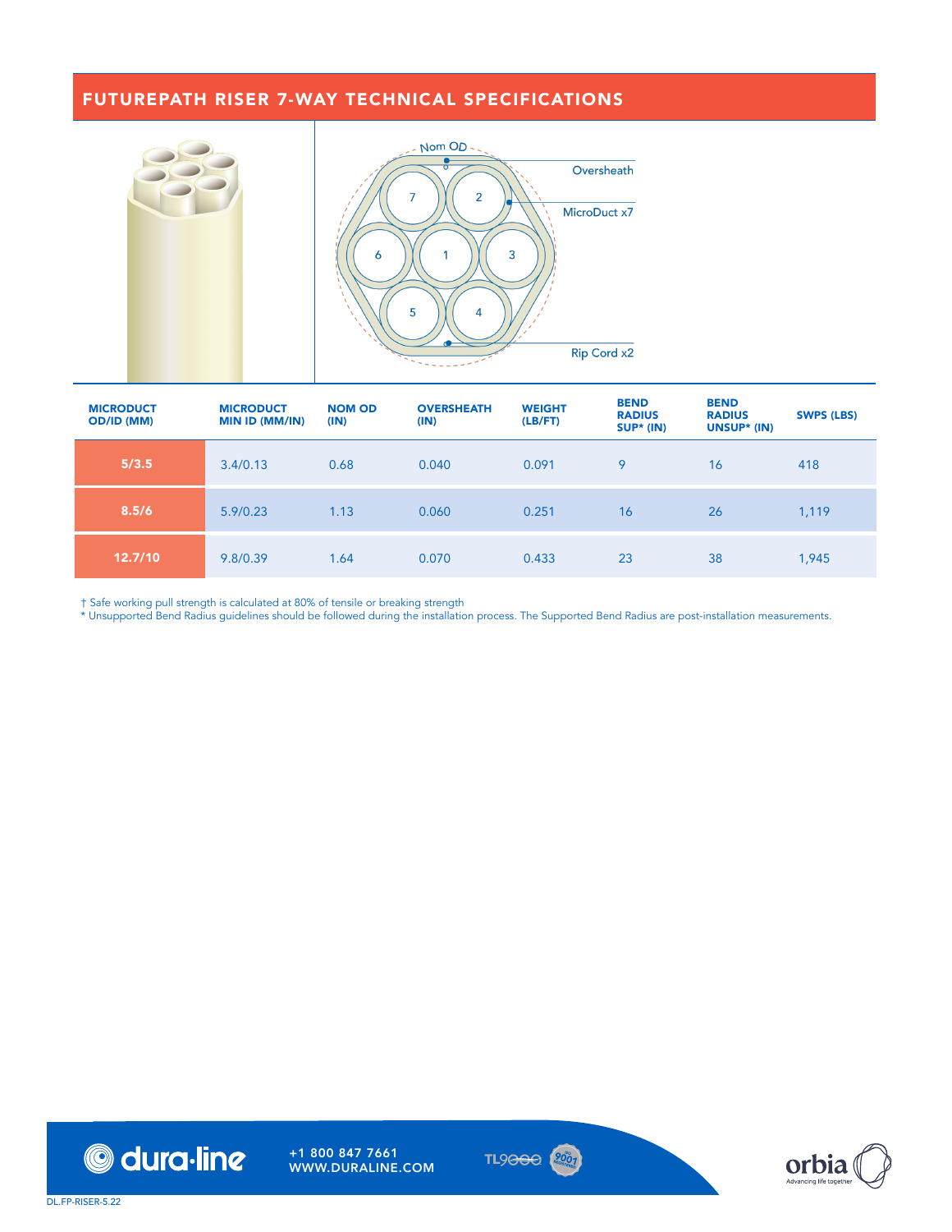## FUTUREPATH RISER 7-WAY TECHNICAL SPECIFICATIONS

Nom OD

Oversheath

MicroDuct x7

Rip Cord x2

| MICRODUCT OD/ID (MM) | MICRODUCT MIN ID (MM/IN) | NOM OD (IN) | OVERSHEATH (IN) | WEIGHT (LB/FT) | BEND RADIUS SUP* (IN) | BEND RADIUS UNSUP* (IN) | SWPS (LBS) |
|---|---|---|---|---|---|---|---|
| 5/3.5 | 3.4/0.13 | 0.68 | 0.040 | 0.091 | 9 | 16 | 418 |
| 8.5/6 | 5.9/0.23 | 1.13 | 0.060 | 0.251 | 16 | 26 | 1,119 |
| 12.7/10 | 9.8/0.39 | 1.64 | 0.070 | 0.433 | 23 | 38 | 1,945 |

† Safe working pull strength is calculated at 80% of tensile or breaking strength

* Unsupported Bend Radius guidelines should be followed during the installation process. The Supported Bend Radius are post-installation measurements.

dura·line +1 800 847 7661 WWW.DURALINE.COM

orbia Advancing life together

DL.FP-RISER-5.22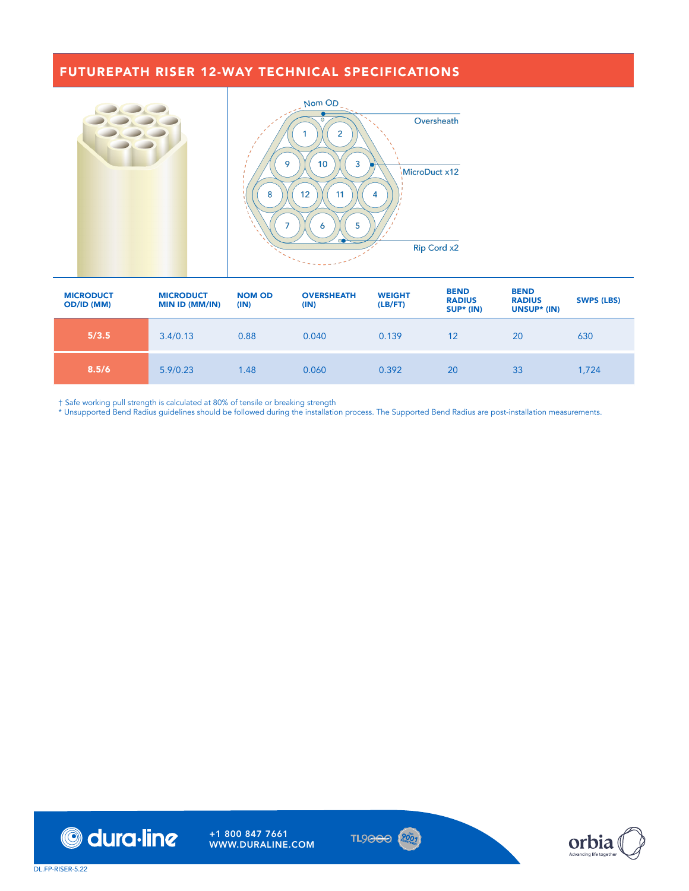## FUTUREPATH RISER 12-WAY TECHNICAL SPECIFICATIONS

Nom OD

Oversheath

MicroDuct x12

Rip Cord x2

| MICRODUCT OD/ID (MM) | MICRODUCT MIN ID (MM/IN) | NOM OD (IN) | OVERSHEATH (IN) | WEIGHT (LB/FT) | BEND RADIUS SUP* (IN) | BEND RADIUS UNSUP* (IN) | SWPS (LBS) |
|---|---|---|---|---|---|---|---|
| 5/3.5 | 3.4/0.13 | 0.88 | 0.040 | 0.139 | 12 | 20 | 630 |
| 8.5/6 | 5.9/0.23 | 1.48 | 0.060 | 0.392 | 20 | 33 | 1,724 |

† Safe working pull strength is calculated at 80% of tensile or breaking strength

* Unsupported Bend Radius guidelines should be followed during the installation process. The Supported Bend Radius are post-installation measurements.

dura·line

+1 800 847 7661
WWW.DURALINE.COM

TL9000 ISO 9001

orbia Advancing life together

DL.FP-RISER-5.22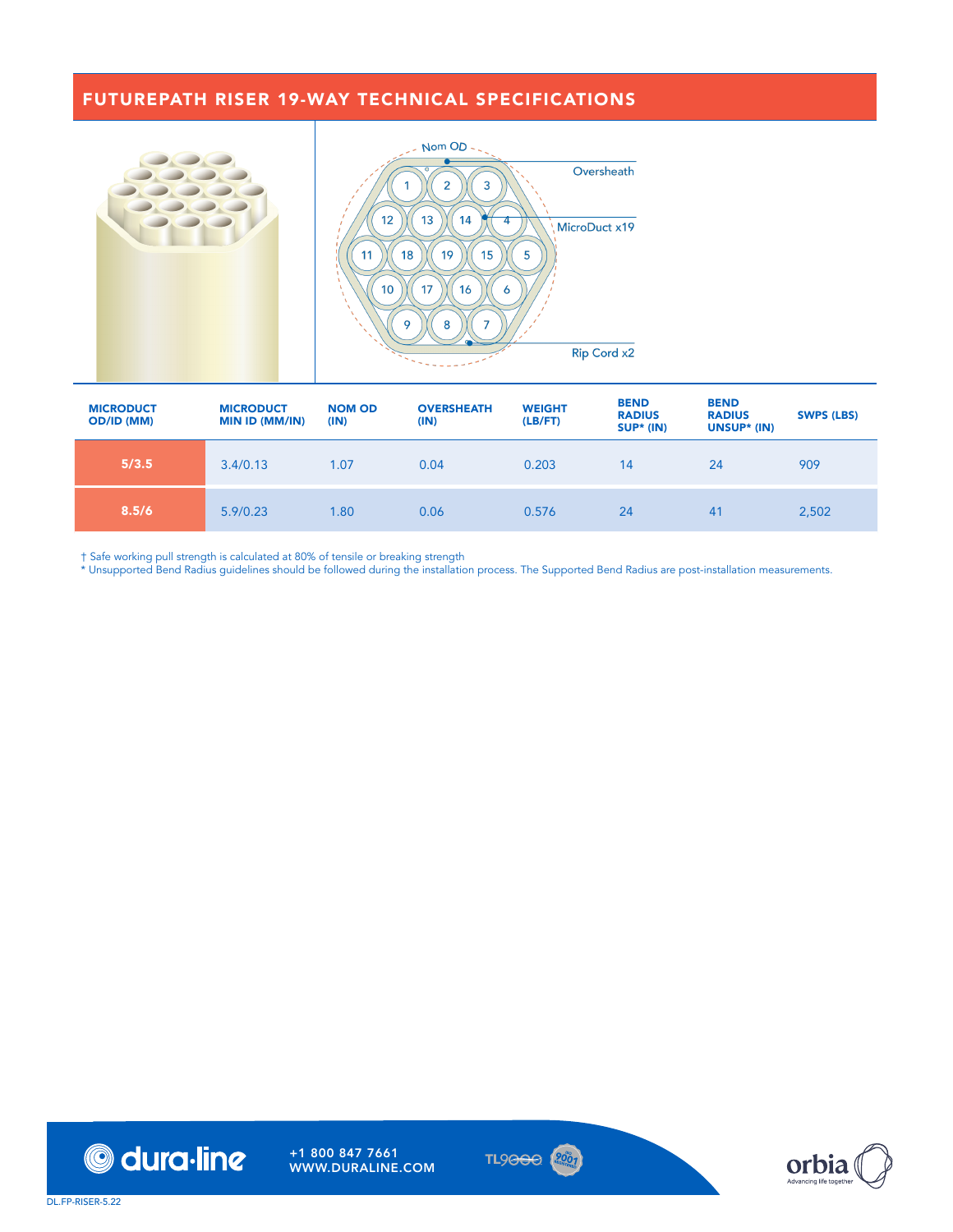# FUTUREPATH RISER 19-WAY TECHNICAL SPECIFICATIONS

Nom OD

Oversheath

MicroDuct x19

Rip Cord x2

| MICRODUCT OD/ID (MM) | MICRODUCT MIN ID (MM/IN) | NOM OD (IN) | OVERSHEATH (IN) | WEIGHT (LB/FT) | BEND RADIUS SUP* (IN) | BEND RADIUS UNSUP* (IN) | SWPS (LBS) |
|---|---|---|---|---|---|---|---|
| 5/3.5 | 3.4/0.13 | 1.07 | 0.04 | 0.203 | 14 | 24 | 909 |
| 8.5/6 | 5.9/0.23 | 1.80 | 0.06 | 0.576 | 24 | 41 | 2,502 |

† Safe working pull strength is calculated at 80% of tensile or breaking strength

* Unsupported Bend Radius guidelines should be followed during the installation process. The Supported Bend Radius are post-installation measurements.

+1 800 847 7661
WWW.DURALINE.COM

DL.FP-RISER-5.22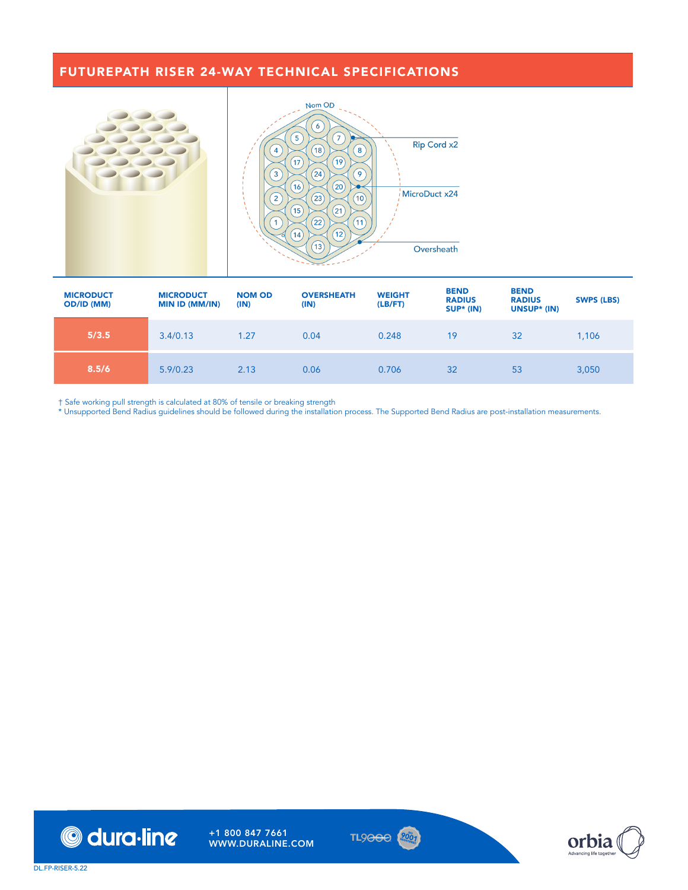## FUTUREPATH RISER 24-WAY TECHNICAL SPECIFICATIONS

Nom OD

Rip Cord x2

MicroDuct x24

Oversheath

| MICRODUCT OD/ID (MM) | MICRODUCT MIN ID (MM/IN) | NOM OD (IN) | OVERSHEATH (IN) | WEIGHT (LB/FT) | BEND RADIUS SUP* (IN) | BEND RADIUS UNSUP* (IN) | SWPS (LBS) |
|---|---|---|---|---|---|---|---|
| 5/3.5 | 3.4/0.13 | 1.27 | 0.04 | 0.248 | 19 | 32 | 1,106 |
| 8.5/6 | 5.9/0.23 | 2.13 | 0.06 | 0.706 | 32 | 53 | 3,050 |

† Safe working pull strength is calculated at 80% of tensile or breaking strength
* Unsupported Bend Radius guidelines should be followed during the installation process. The Supported Bend Radius are post-installation measurements.

dura·line

+1 800 847 7661
WWW.DURALINE.COM

orbia
Advancing life together

DL.FP-RISER-5.22